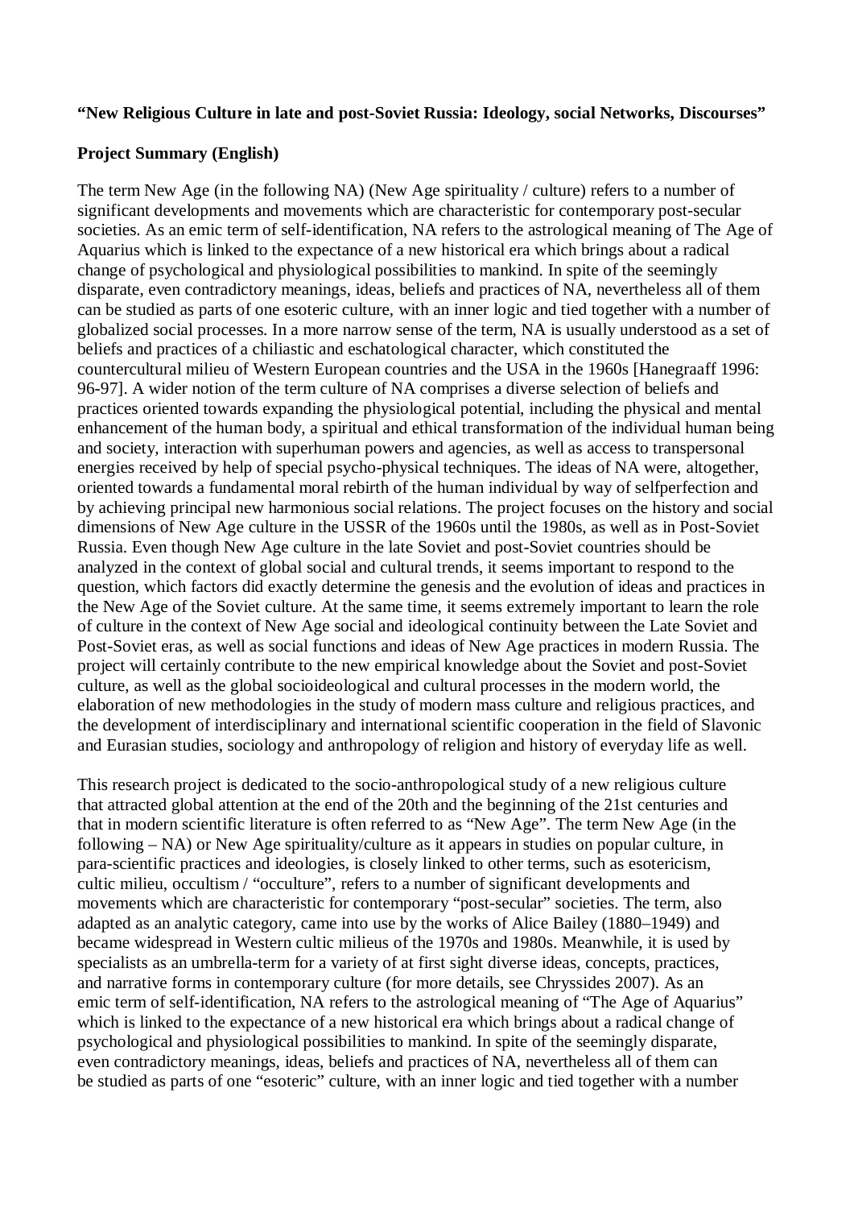**“New Religious Culture in late and post-Soviet Russia: Ideology, social Networks, Discourses”**

**Project Summary (English)**

The term New Age (in the following NA) (New Age spirituality / culture) refers to a number of significant developments and movements which are characteristic for contemporary post-secular societies. As an emic term of self-identification, NA refers to the astrological meaning of The Age of Aquarius which is linked to the expectance of a new historical era which brings about a radical change of psychological and physiological possibilities to mankind. In spite of the seemingly disparate, even contradictory meanings, ideas, beliefs and practices of NA, nevertheless all of them can be studied as parts of one esoteric culture, with an inner logic and tied together with a number of globalized social processes. In a more narrow sense of the term, NA is usually understood as a set of beliefs and practices of a chiliastic and eschatological character, which constituted the countercultural milieu of Western European countries and the USA in the 1960s [Hanegraaff 1996: 96-97]. A wider notion of the term culture of NA comprises a diverse selection of beliefs and practices oriented towards expanding the physiological potential, including the physical and mental enhancement of the human body, a spiritual and ethical transformation of the individual human being and society, interaction with superhuman powers and agencies, as well as access to transpersonal energies received by help of special psycho-physical techniques. The ideas of NA were, altogether, oriented towards a fundamental moral rebirth of the human individual by way of selfperfection and by achieving principal new harmonious social relations. The project focuses on the history and social dimensions of New Age culture in the USSR of the 1960s until the 1980s, as well as in Post-Soviet Russia. Even though New Age culture in the late Soviet and post-Soviet countries should be analyzed in the context of global social and cultural trends, it seems important to respond to the question, which factors did exactly determine the genesis and the evolution of ideas and practices in the New Age of the Soviet culture. At the same time, it seems extremely important to learn the role of culture in the context of New Age social and ideological continuity between the Late Soviet and Post-Soviet eras, as well as social functions and ideas of New Age practices in modern Russia. The project will certainly contribute to the new empirical knowledge about the Soviet and post-Soviet culture, as well as the global socioideological and cultural processes in the modern world, the elaboration of new methodologies in the study of modern mass culture and religious practices, and the development of interdisciplinary and international scientific cooperation in the field of Slavonic and Eurasian studies, sociology and anthropology of religion and history of everyday life as well.

This research project is dedicated to the socio-anthropological study of a new religious culture that attracted global attention at the end of the 20th and the beginning of the 21st centuries and that in modern scientific literature is often referred to as “New Age”. The term New Age (in the following – NA) or New Age spirituality/culture as it appears in studies on popular culture, in para-scientific practices and ideologies, is closely linked to other terms, such as esotericism, cultic milieu, occultism / “occulture”, refers to a number of significant developments and movements which are characteristic for contemporary “post-secular” societies. The term, also adapted as an analytic category, came into use by the works of Alice Bailey (1880–1949) and became widespread in Western cultic milieus of the 1970s and 1980s. Meanwhile, it is used by specialists as an umbrella-term for a variety of at first sight diverse ideas, concepts, practices, and narrative forms in contemporary culture (for more details, see Chryssides 2007). As an emic term of self-identification, NA refers to the astrological meaning of “The Age of Aquarius” which is linked to the expectance of a new historical era which brings about a radical change of psychological and physiological possibilities to mankind. In spite of the seemingly disparate, even contradictory meanings, ideas, beliefs and practices of NA, nevertheless all of them can be studied as parts of one “esoteric” culture, with an inner logic and tied together with a number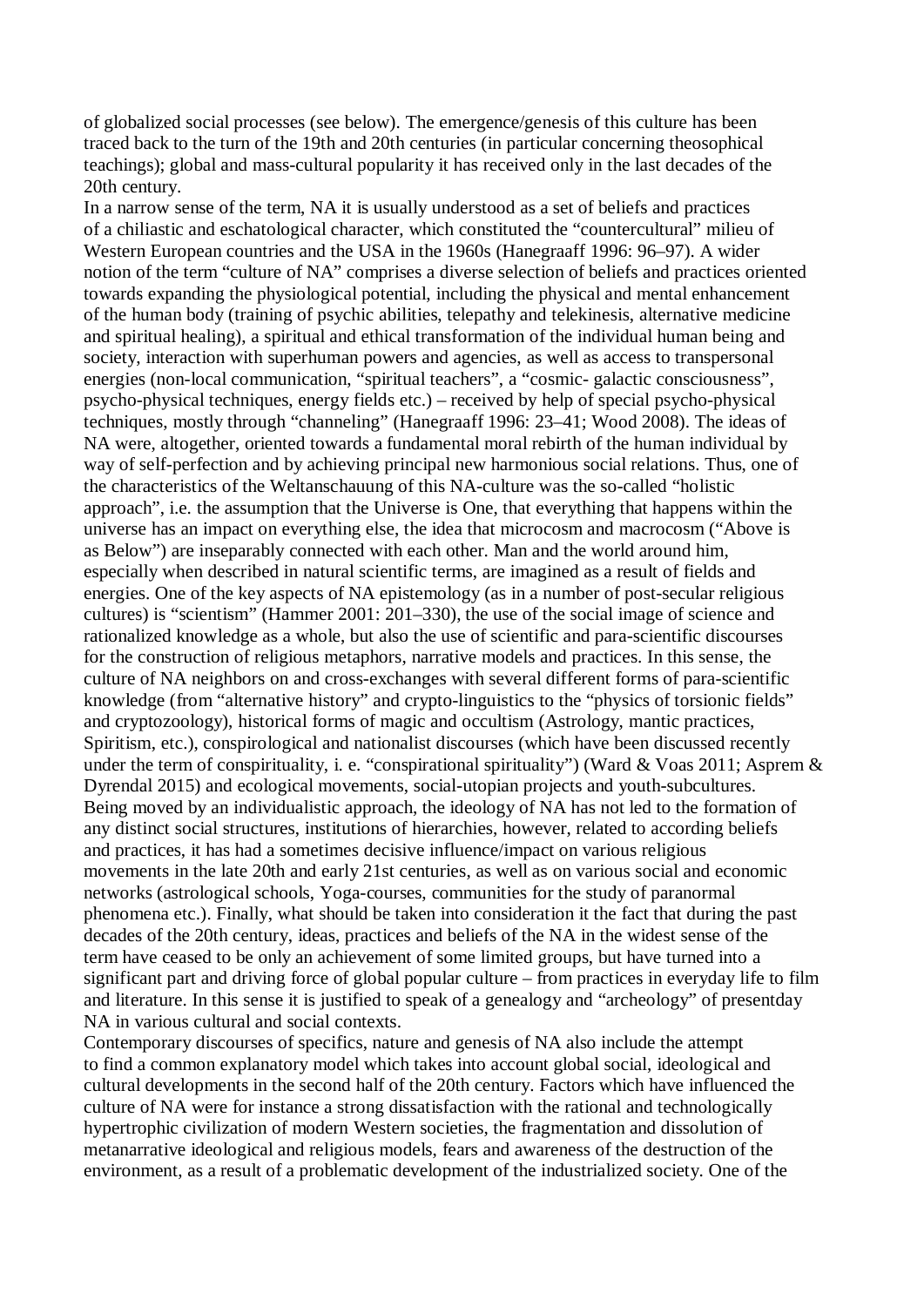of globalized social processes (see below). The emergence/genesis of this culture has been traced back to the turn of the 19th and 20th centuries (in particular concerning theosophical teachings); global and mass-cultural popularity it has received only in the last decades of the 20th century.

In a narrow sense of the term, NA it is usually understood as a set of beliefs and practices of a chiliastic and eschatological character, which constituted the "countercultural" milieu of Western European countries and the USA in the 1960s (Hanegraaff 1996: 96–97). A wider notion of the term "culture of NA" comprises a diverse selection of beliefs and practices oriented towards expanding the physiological potential, including the physical and mental enhancement of the human body (training of psychic abilities, telepathy and telekinesis, alternative medicine and spiritual healing), a spiritual and ethical transformation of the individual human being and society, interaction with superhuman powers and agencies, as well as access to transpersonal energies (non-local communication, "spiritual teachers", a "cosmic- galactic consciousness", psycho-physical techniques, energy fields etc.) – received by help of special psycho-physical techniques, mostly through "channeling" (Hanegraaff 1996: 23–41; Wood 2008). The ideas of NA were, altogether, oriented towards a fundamental moral rebirth of the human individual by way of self-perfection and by achieving principal new harmonious social relations. Thus, one of the characteristics of the Weltanschauung of this NA-culture was the so-called "holistic approach", i.e. the assumption that the Universe is One, that everything that happens within the universe has an impact on everything else, the idea that microcosm and macrocosm ("Above is as Below") are inseparably connected with each other. Man and the world around him, especially when described in natural scientific terms, are imagined as a result of fields and energies. One of the key aspects of NA epistemology (as in a number of post-secular religious cultures) is "scientism" (Hammer 2001: 201–330), the use of the social image of science and rationalized knowledge as a whole, but also the use of scientific and para-scientific discourses for the construction of religious metaphors, narrative models and practices. In this sense, the culture of NA neighbors on and cross-exchanges with several different forms of para-scientific knowledge (from "alternative history" and crypto-linguistics to the "physics of torsionic fields" and cryptozoology), historical forms of magic and occultism (Astrology, mantic practices, Spiritism, etc.), conspirological and nationalist discourses (which have been discussed recently under the term of conspirituality, i. e. "conspirational spirituality") (Ward & Voas 2011; Asprem & Dyrendal 2015) and ecological movements, social-utopian projects and youth-subcultures.

Being moved by an individualistic approach, the ideology of NA has not led to the formation of any distinct social structures, institutions of hierarchies, however, related to according beliefs and practices, it has had a sometimes decisive influence/impact on various religious movements in the late 20th and early 21st centuries, as well as on various social and economic networks (astrological schools, Yoga-courses, communities for the study of paranormal phenomena etc.). Finally, what should be taken into consideration it the fact that during the past decades of the 20th century, ideas, practices and beliefs of the NA in the widest sense of the term have ceased to be only an achievement of some limited groups, but have turned into a significant part and driving force of global popular culture – from practices in everyday life to film and literature. In this sense it is justified to speak of a genealogy and "archeology" of presentday NA in various cultural and social contexts.

Contemporary discourses of specifics, nature and genesis of NA also include the attempt to find a common explanatory model which takes into account global social, ideological and cultural developments in the second half of the 20th century. Factors which have influenced the culture of NA were for instance a strong dissatisfaction with the rational and technologically hypertrophic civilization of modern Western societies, the fragmentation and dissolution of metanarrative ideological and religious models, fears and awareness of the destruction of the environment, as a result of a problematic development of the industrialized society. One of the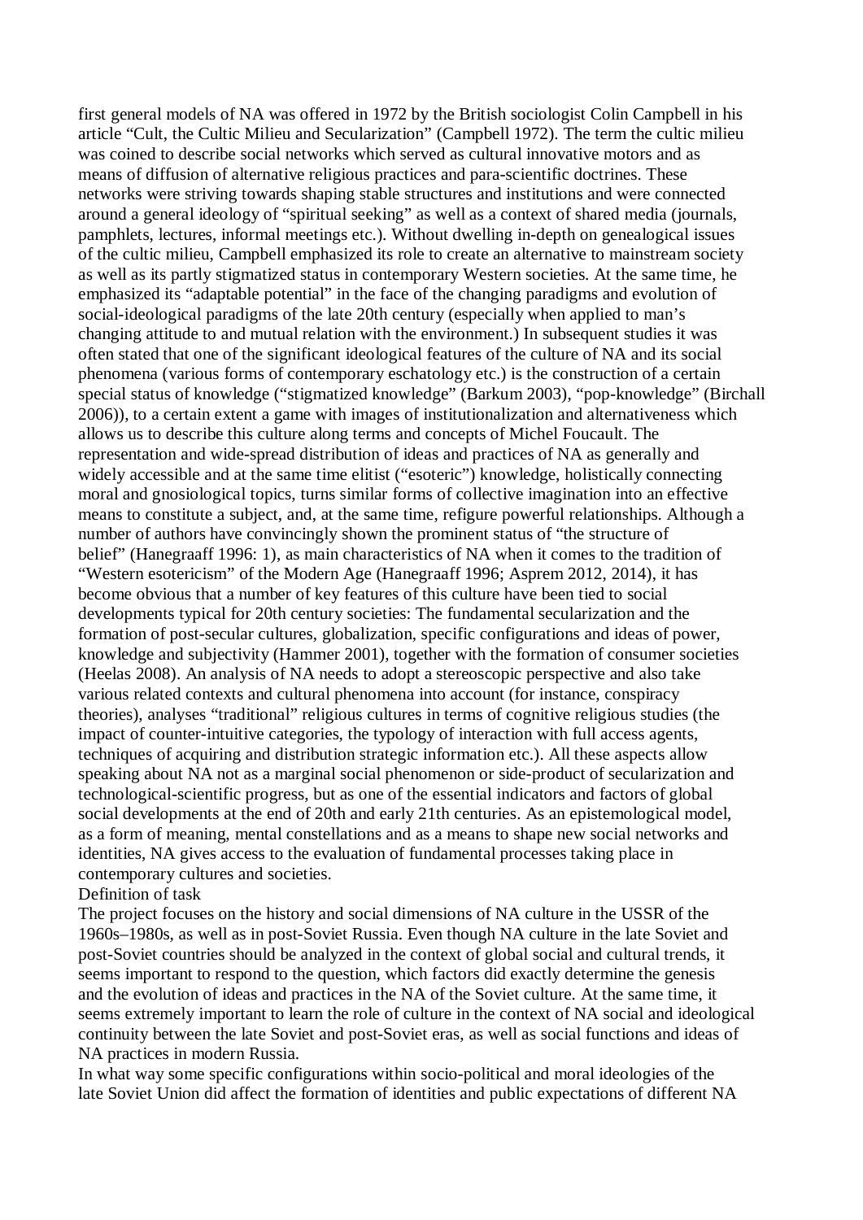first general models of NA was offered in 1972 by the British sociologist Colin Campbell in his article "Cult, the Cultic Milieu and Secularization" (Campbell 1972). The term the cultic milieu was coined to describe social networks which served as cultural innovative motors and as means of diffusion of alternative religious practices and para-scientific doctrines. These networks were striving towards shaping stable structures and institutions and were connected around a general ideology of "spiritual seeking" as well as a context of shared media (journals, pamphlets, lectures, informal meetings etc.). Without dwelling in-depth on genealogical issues of the cultic milieu, Campbell emphasized its role to create an alternative to mainstream society as well as its partly stigmatized status in contemporary Western societies. At the same time, he emphasized its "adaptable potential" in the face of the changing paradigms and evolution of social-ideological paradigms of the late 20th century (especially when applied to man's changing attitude to and mutual relation with the environment.) In subsequent studies it was often stated that one of the significant ideological features of the culture of NA and its social phenomena (various forms of contemporary eschatology etc.) is the construction of a certain special status of knowledge ("stigmatized knowledge" (Barkum 2003), "pop-knowledge" (Birchall 2006)), to a certain extent a game with images of institutionalization and alternativeness which allows us to describe this culture along terms and concepts of Michel Foucault. The representation and wide-spread distribution of ideas and practices of NA as generally and widely accessible and at the same time elitist ("esoteric") knowledge, holistically connecting moral and gnosiological topics, turns similar forms of collective imagination into an effective means to constitute a subject, and, at the same time, refigure powerful relationships. Although a number of authors have convincingly shown the prominent status of "the structure of belief" (Hanegraaff 1996: 1), as main characteristics of NA when it comes to the tradition of "Western esotericism" of the Modern Age (Hanegraaff 1996; Asprem 2012, 2014), it has become obvious that a number of key features of this culture have been tied to social developments typical for 20th century societies: The fundamental secularization and the formation of post-secular cultures, globalization, specific configurations and ideas of power, knowledge and subjectivity (Hammer 2001), together with the formation of consumer societies (Heelas 2008). An analysis of NA needs to adopt a stereoscopic perspective and also take various related contexts and cultural phenomena into account (for instance, conspiracy theories), analyses "traditional" religious cultures in terms of cognitive religious studies (the impact of counter-intuitive categories, the typology of interaction with full access agents, techniques of acquiring and distribution strategic information etc.). All these aspects allow speaking about NA not as a marginal social phenomenon or side-product of secularization and technological-scientific progress, but as one of the essential indicators and factors of global social developments at the end of 20th and early 21th centuries. As an epistemological model, as a form of meaning, mental constellations and as a means to shape new social networks and identities, NA gives access to the evaluation of fundamental processes taking place in contemporary cultures and societies.

Definition of task

The project focuses on the history and social dimensions of NA culture in the USSR of the 1960s–1980s, as well as in post-Soviet Russia. Even though NA culture in the late Soviet and post-Soviet countries should be analyzed in the context of global social and cultural trends, it seems important to respond to the question, which factors did exactly determine the genesis and the evolution of ideas and practices in the NA of the Soviet culture. At the same time, it seems extremely important to learn the role of culture in the context of NA social and ideological continuity between the late Soviet and post-Soviet eras, as well as social functions and ideas of NA practices in modern Russia.

In what way some specific configurations within socio-political and moral ideologies of the late Soviet Union did affect the formation of identities and public expectations of different NA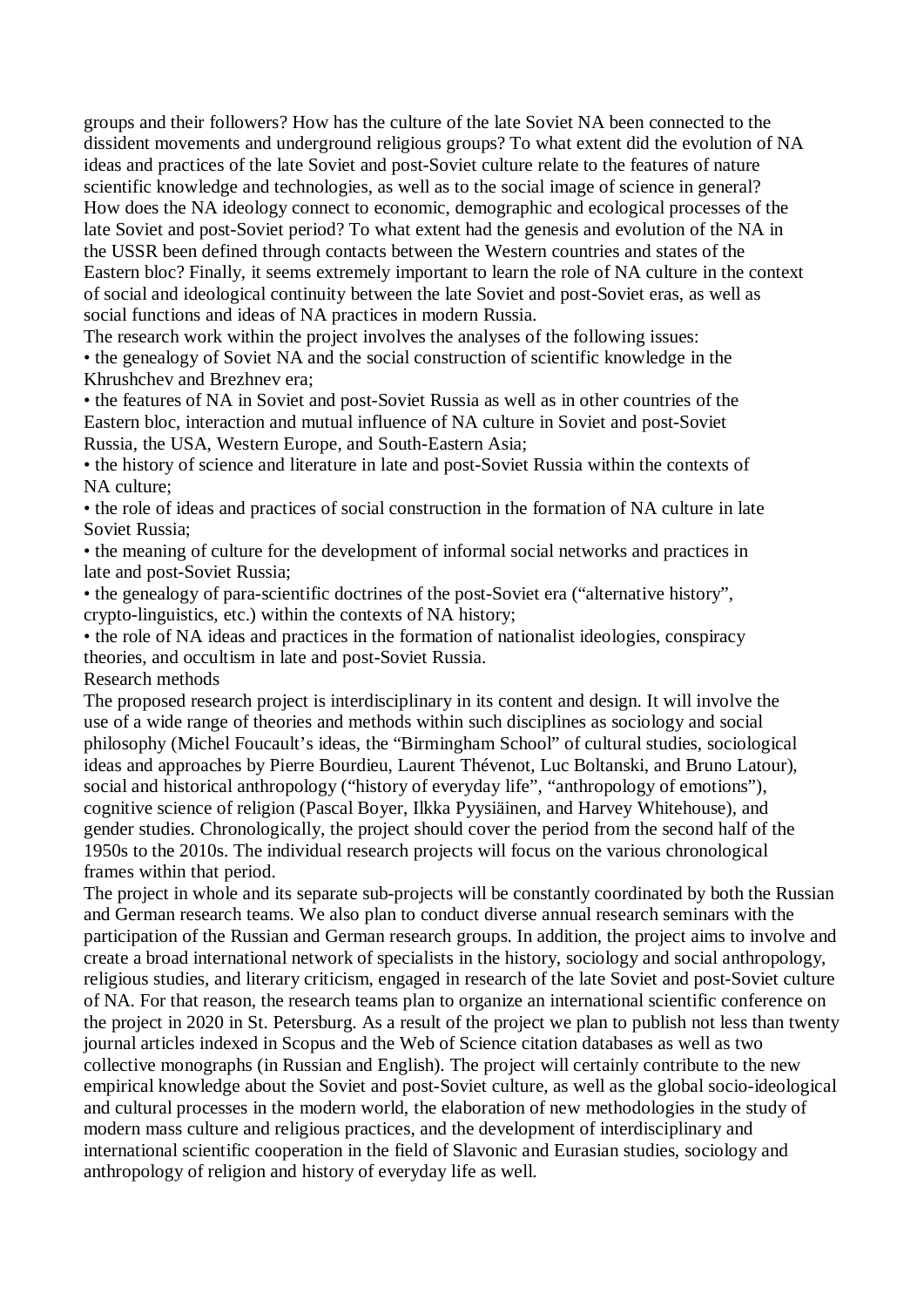groups and their followers? How has the culture of the late Soviet NA been connected to the dissident movements and underground religious groups? To what extent did the evolution of NA ideas and practices of the late Soviet and post-Soviet culture relate to the features of nature scientific knowledge and technologies, as well as to the social image of science in general? How does the NA ideology connect to economic, demographic and ecological processes of the late Soviet and post-Soviet period? To what extent had the genesis and evolution of the NA in the USSR been defined through contacts between the Western countries and states of the Eastern bloc? Finally, it seems extremely important to learn the role of NA culture in the context of social and ideological continuity between the late Soviet and post-Soviet eras, as well as social functions and ideas of NA practices in modern Russia.

The research work within the project involves the analyses of the following issues:

- the genealogy of Soviet NA and the social construction of scientific knowledge in the Khrushchev and Brezhnev era;
- the features of NA in Soviet and post-Soviet Russia as well as in other countries of the Eastern bloc, interaction and mutual influence of NA culture in Soviet and post-Soviet Russia, the USA, Western Europe, and South-Eastern Asia;
- the history of science and literature in late and post-Soviet Russia within the contexts of NA culture;
- the role of ideas and practices of social construction in the formation of NA culture in late Soviet Russia;
- the meaning of culture for the development of informal social networks and practices in late and post-Soviet Russia;
- the genealogy of para-scientific doctrines of the post-Soviet era ("alternative history", crypto-linguistics, etc.) within the contexts of NA history;
- the role of NA ideas and practices in the formation of nationalist ideologies, conspiracy theories, and occultism in late and post-Soviet Russia.

Research methods

The proposed research project is interdisciplinary in its content and design. It will involve the use of a wide range of theories and methods within such disciplines as sociology and social philosophy (Michel Foucault's ideas, the "Birmingham School" of cultural studies, sociological ideas and approaches by Pierre Bourdieu, Laurent Thévenot, Luc Boltanski, and Bruno Latour), social and historical anthropology ("history of everyday life", "anthropology of emotions"), cognitive science of religion (Pascal Boyer, Ilkka Pyysiäinen, and Harvey Whitehouse), and gender studies. Chronologically, the project should cover the period from the second half of the 1950s to the 2010s. The individual research projects will focus on the various chronological frames within that period.

The project in whole and its separate sub-projects will be constantly coordinated by both the Russian and German research teams. We also plan to conduct diverse annual research seminars with the participation of the Russian and German research groups. In addition, the project aims to involve and create a broad international network of specialists in the history, sociology and social anthropology, religious studies, and literary criticism, engaged in research of the late Soviet and post-Soviet culture of NA. For that reason, the research teams plan to organize an international scientific conference on the project in 2020 in St. Petersburg. As a result of the project we plan to publish not less than twenty journal articles indexed in Scopus and the Web of Science citation databases as well as two collective monographs (in Russian and English). The project will certainly contribute to the new empirical knowledge about the Soviet and post-Soviet culture, as well as the global socio-ideological and cultural processes in the modern world, the elaboration of new methodologies in the study of modern mass culture and religious practices, and the development of interdisciplinary and international scientific cooperation in the field of Slavonic and Eurasian studies, sociology and anthropology of religion and history of everyday life as well.